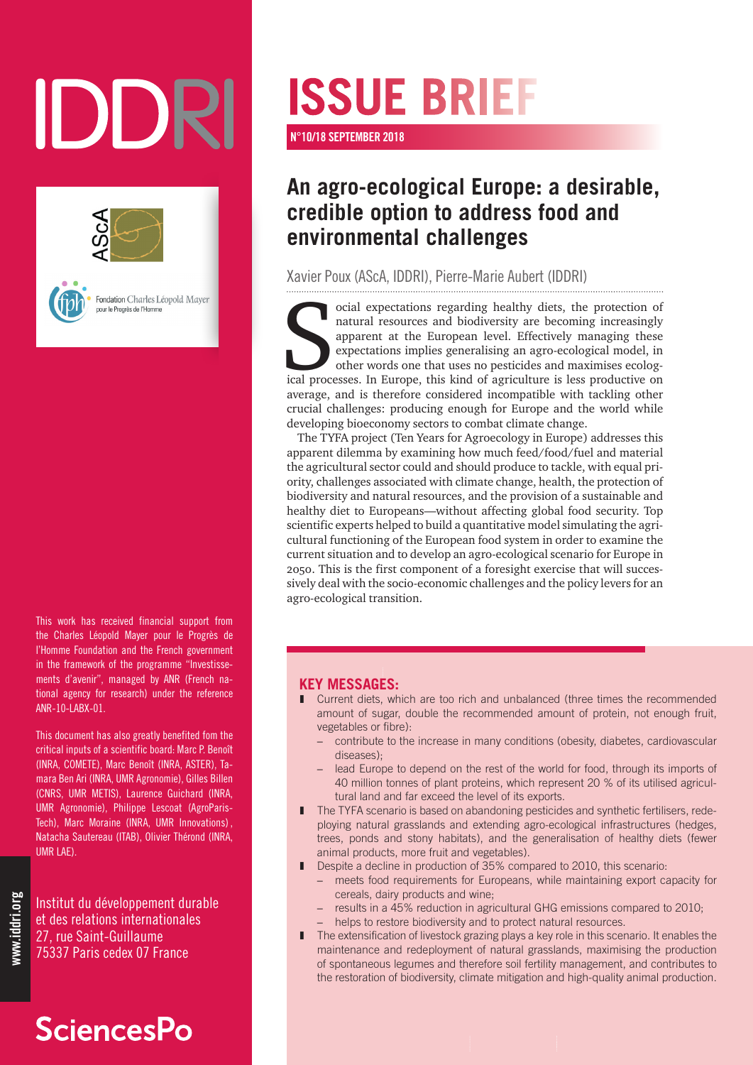IDDRI

# ISSUE BRIEF

**N°10/18 SEPTEMBER 2018**

## An agro-ecological Europe: a desirable, credible option to address food and environmental challenges

Xavier Poux (AScA, IDDRI), Pierre-Marie Aubert (IDDRI)

Social expectations regarding healthy diets, the protection of natural resources and biodiversity are becoming increasingly apparent at the European level. Effectively managing these expectations implies generalising an agro-ecological model, in other words one that uses no pesticides and maximises ecological processes. In Europe, this kind of agriculture is less productive on average, and is therefore considered incompatible with tackling other crucial challenges: producing enough for Europe and the world while developing bioeconomy sectors to combat climate change.

The TYFA project (Ten Years for Agroecology in Europe) addresses this apparent dilemma by examining how much feed/food/fuel and material the agricultural sector could and should produce to tackle, with equal priority, challenges associated with climate change, health, the protection of biodiversity and natural resources, and the provision of a sustainable and healthy diet to Europeans—without affecting global food security. Top scientific experts helped to build a quantitative model simulating the agricultural functioning of the European food system in order to examine the current situation and to develop an agro-ecological scenario for Europe in 2050. This is the first component of a foresight exercise that will successively deal with the socio-economic challenges and the policy levers for an agro-ecological transition.

### KEY MESSAGES:

- Current diets, which are too rich and unbalanced (three times the recommended amount of sugar, double the recommended amount of protein, not enough fruit, vegetables or fibre):
  - contribute to the increase in many conditions (obesity, diabetes, cardiovascular diseases);
  - lead Europe to depend on the rest of the world for food, through its imports of 40 million tonnes of plant proteins, which represent 20 % of its utilised agricultural land and far exceed the level of its exports.
- The TYFA scenario is based on abandoning pesticides and synthetic fertilisers, redeploying natural grasslands and extending agro-ecological infrastructures (hedges, trees, ponds and stony habitats), and the generalisation of healthy diets (fewer animal products, more fruit and vegetables).
- Despite a decline in production of 35% compared to 2010, this scenario:
  - meets food requirements for Europeans, while maintaining export capacity for cereals, dairy products and wine;
  - results in a 45% reduction in agricultural GHG emissions compared to 2010;
  - helps to restore biodiversity and to protect natural resources.
- The extensification of livestock grazing plays a key role in this scenario. It enables the maintenance and redeployment of natural grasslands, maximising the production of spontaneous legumes and therefore soil fertility management, and contributes to the restoration of biodiversity, climate mitigation and high-quality animal production.

---

AScA

Fondation Charles Léopold Mayer pour le Progrès de l'Homme

This work has received financial support from the Charles Léopold Mayer pour le Progrès de l'Homme Foundation and the French government in the framework of the programme "Investissements d'avenir", managed by ANR (French national agency for research) under the reference ANR-10-LABX-01.

This document has also greatly benefited fom the critical inputs of a scientific board: Marc P. Benoît (INRA, COMETE), Marc Benoît (INRA, ASTER), Tamara Ben Ari (INRA, UMR Agronomie), Gilles Billen (CNRS, UMR METIS), Laurence Guichard (INRA, UMR Agronomie), Philippe Lescoat (AgroParis-Tech), Marc Moraine (INRA, UMR Innovations), Natacha Sautereau (ITAB), Olivier Thérond (INRA, UMR LAE).

Institut du développement durable et des relations internationales
27, rue Saint-Guillaume
75337 Paris cedex 07 France

www.iddri.org

SciencesPo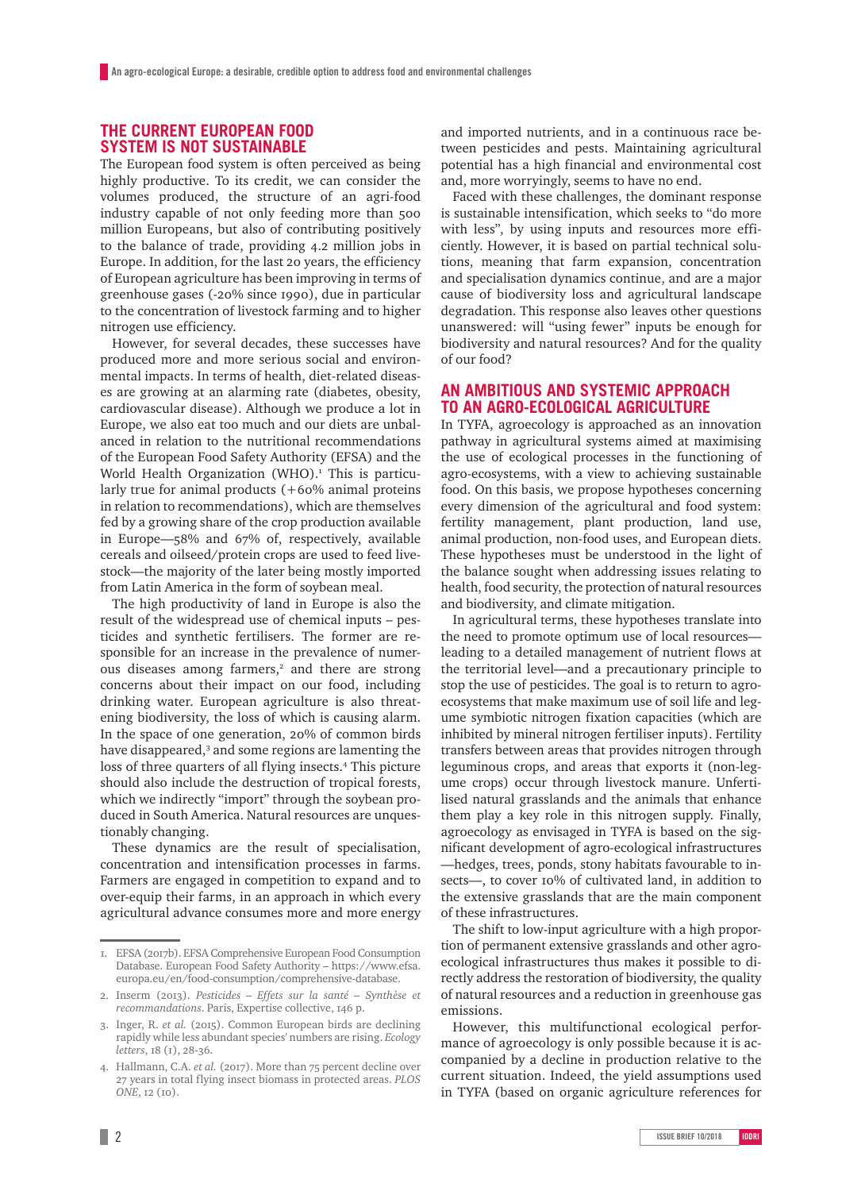## THE CURRENT EUROPEAN FOOD SYSTEM IS NOT SUSTAINABLE

The European food system is often perceived as being highly productive. To its credit, we can consider the volumes produced, the structure of an agri-food industry capable of not only feeding more than 500 million Europeans, but also of contributing positively to the balance of trade, providing 4.2 million jobs in Europe. In addition, for the last 20 years, the efficiency of European agriculture has been improving in terms of greenhouse gases (-20% since 1990), due in particular to the concentration of livestock farming and to higher nitrogen use efficiency.

However, for several decades, these successes have produced more and more serious social and environmental impacts. In terms of health, diet-related diseases are growing at an alarming rate (diabetes, obesity, cardiovascular disease). Although we produce a lot in Europe, we also eat too much and our diets are unbalanced in relation to the nutritional recommendations of the European Food Safety Authority (EFSA) and the World Health Organization (WHO).[1] This is particularly true for animal products (+60% animal proteins in relation to recommendations), which are themselves fed by a growing share of the crop production available in Europe—58% and 67% of, respectively, available cereals and oilseed/protein crops are used to feed livestock—the majority of the later being mostly imported from Latin America in the form of soybean meal.

The high productivity of land in Europe is also the result of the widespread use of chemical inputs – pesticides and synthetic fertilisers. The former are responsible for an increase in the prevalence of numerous diseases among farmers,[2] and there are strong concerns about their impact on our food, including drinking water. European agriculture is also threatening biodiversity, the loss of which is causing alarm. In the space of one generation, 20% of common birds have disappeared,[3] and some regions are lamenting the loss of three quarters of all flying insects.[4] This picture should also include the destruction of tropical forests, which we indirectly "import" through the soybean produced in South America. Natural resources are unquestionably changing.

These dynamics are the result of specialisation, concentration and intensification processes in farms. Farmers are engaged in competition to expand and to over-equip their farms, in an approach in which every agricultural advance consumes more and more energy and imported nutrients, and in a continuous race between pesticides and pests. Maintaining agricultural potential has a high financial and environmental cost and, more worryingly, seems to have no end.

Faced with these challenges, the dominant response is sustainable intensification, which seeks to "do more with less", by using inputs and resources more efficiently. However, it is based on partial technical solutions, meaning that farm expansion, concentration and specialisation dynamics continue, and are a major cause of biodiversity loss and agricultural landscape degradation. This response also leaves other questions unanswered: will "using fewer" inputs be enough for biodiversity and natural resources? And for the quality of our food?

## AN AMBITIOUS AND SYSTEMIC APPROACH TO AN AGRO-ECOLOGICAL AGRICULTURE

In TYFA, agroecology is approached as an innovation pathway in agricultural systems aimed at maximising the use of ecological processes in the functioning of agro-ecosystems, with a view to achieving sustainable food. On this basis, we propose hypotheses concerning every dimension of the agricultural and food system: fertility management, plant production, land use, animal production, non-food uses, and European diets. These hypotheses must be understood in the light of the balance sought when addressing issues relating to health, food security, the protection of natural resources and biodiversity, and climate mitigation.

In agricultural terms, these hypotheses translate into the need to promote optimum use of local resources—leading to a detailed management of nutrient flows at the territorial level—and a precautionary principle to stop the use of pesticides. The goal is to return to agro-ecosystems that make maximum use of soil life and legume symbiotic nitrogen fixation capacities (which are inhibited by mineral nitrogen fertiliser inputs). Fertility transfers between areas that provides nitrogen through leguminous crops, and areas that exports it (non-legume crops) occur through livestock manure. Unfertilised natural grasslands and the animals that enhance them play a key role in this nitrogen supply. Finally, agroecology as envisaged in TYFA is based on the significant development of agro-ecological infrastructures—hedges, trees, ponds, stony habitats favourable to insects—, to cover 10% of cultivated land, in addition to the extensive grasslands that are the main component of these infrastructures.

The shift to low-input agriculture with a high proportion of permanent extensive grasslands and other agro-ecological infrastructures thus makes it possible to directly address the restoration of biodiversity, the quality of natural resources and a reduction in greenhouse gas emissions.

However, this multifunctional ecological performance of agroecology is only possible because it is accompanied by a decline in production relative to the current situation. Indeed, the yield assumptions used in TYFA (based on organic agriculture references for

---

1. EFSA (2017b). EFSA Comprehensive European Food Consumption Database. European Food Safety Authority – https://www.efsa.europa.eu/en/food-consumption/comprehensive-database.
2. Inserm (2013). *Pesticides – Effets sur la santé – Synthèse et recommandations*. Paris, Expertise collective, 146 p.
3. Inger, R. *et al.* (2015). Common European birds are declining rapidly while less abundant species' numbers are rising. *Ecology letters*, 18 (1), 28-36.
4. Hallmann, C.A. *et al.* (2017). More than 75 percent decline over 27 years in total flying insect biomass in protected areas. *PLOS ONE*, 12 (10).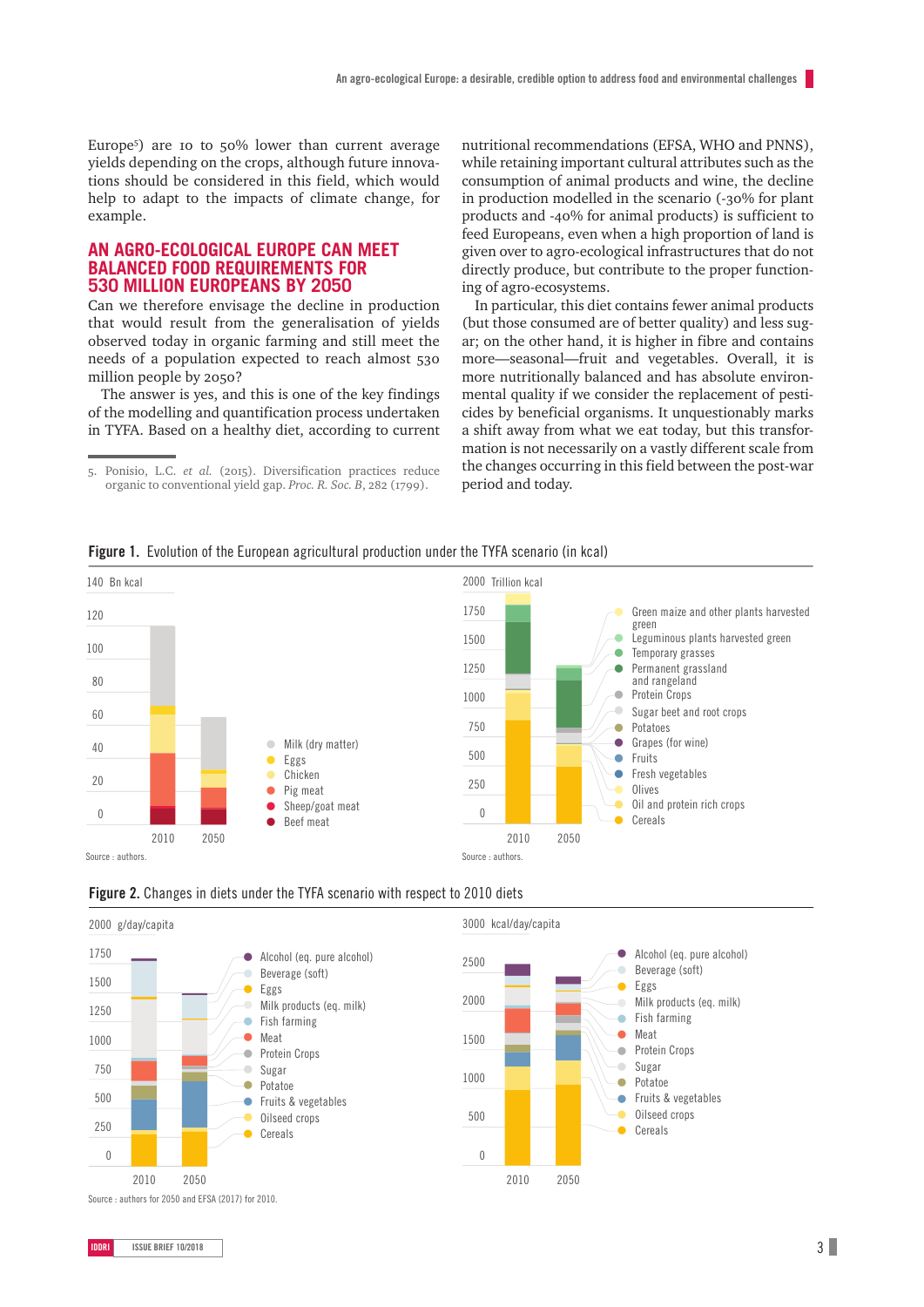Europe[5]) are 10 to 50% lower than current average yields depending on the crops, although future innovations should be considered in this field, which would help to adapt to the impacts of climate change, for example.

## AN AGRO-ECOLOGICAL EUROPE CAN MEET BALANCED FOOD REQUIREMENTS FOR 530 MILLION EUROPEANS BY 2050

Can we therefore envisage the decline in production that would result from the generalisation of yields observed today in organic farming and still meet the needs of a population expected to reach almost 530 million people by 2050?

The answer is yes, and this is one of the key findings of the modelling and quantification process undertaken in TYFA. Based on a healthy diet, according to current nutritional recommendations (EFSA, WHO and PNNS), while retaining important cultural attributes such as the consumption of animal products and wine, the decline in production modelled in the scenario (-30% for plant products and -40% for animal products) is sufficient to feed Europeans, even when a high proportion of land is given over to agro-ecological infrastructures that do not directly produce, but contribute to the proper functioning of agro-ecosystems.

In particular, this diet contains fewer animal products (but those consumed are of better quality) and less sugar; on the other hand, it is higher in fibre and contains more—seasonal—fruit and vegetables. Overall, it is more nutritionally balanced and has absolute environmental quality if we consider the replacement of pesticides by beneficial organisms. It unquestionably marks a shift away from what we eat today, but this transformation is not necessarily on a vastly different scale from the changes occurring in this field between the post-war period and today.

5. Ponisio, L.C. *et al.* (2015). Diversification practices reduce organic to conventional yield gap. *Proc. R. Soc. B*, 282 (1799).

**Figure 1.** Evolution of the European agricultural production under the TYFA scenario (in kcal)

Source : authors.

Source : authors.

**Figure 2.** Changes in diets under the TYFA scenario with respect to 2010 diets

Source : authors for 2050 and EFSA (2017) for 2010.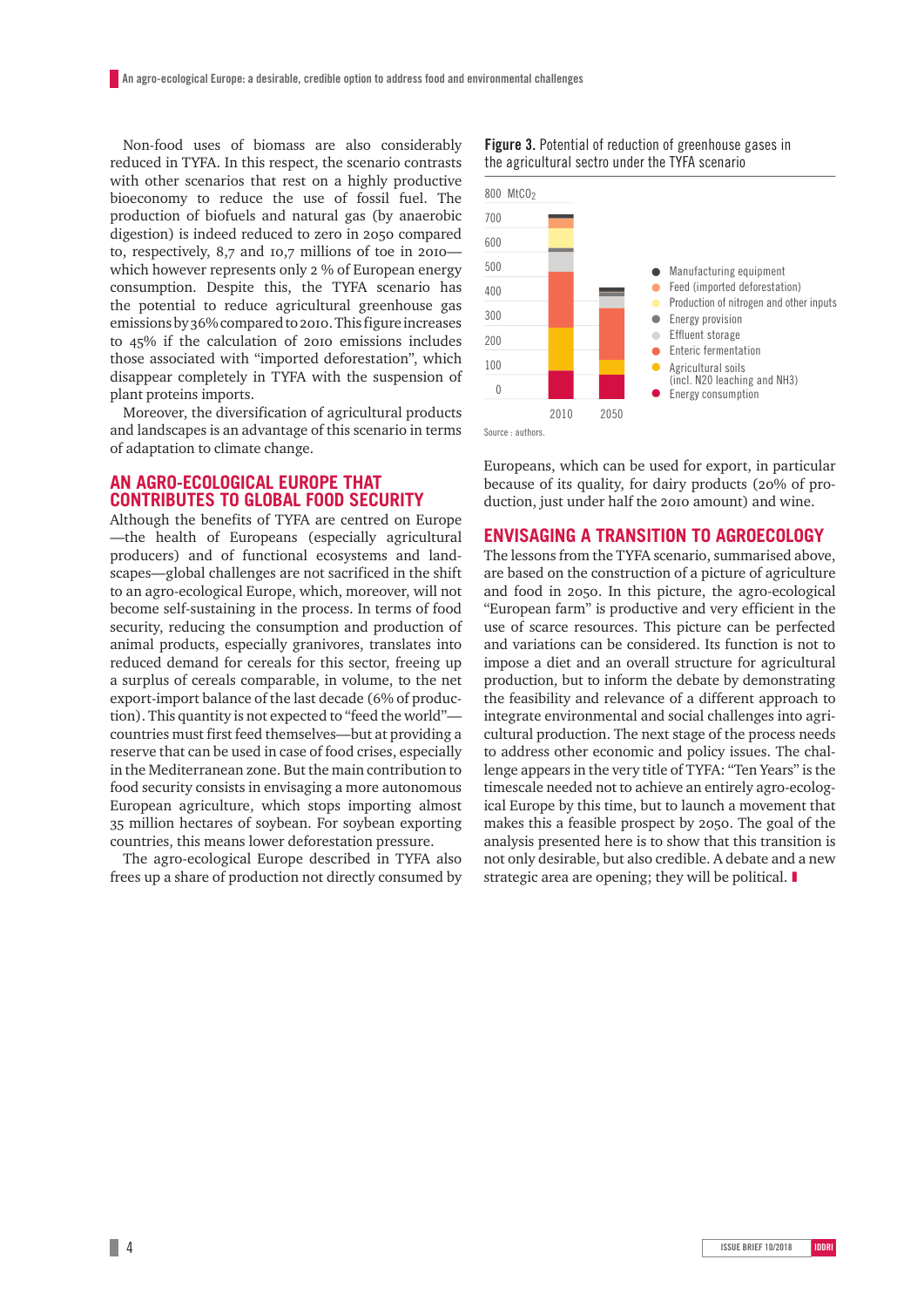Non-food uses of biomass are also considerably reduced in TYFA. In this respect, the scenario contrasts with other scenarios that rest on a highly productive bioeconomy to reduce the use of fossil fuel. The production of biofuels and natural gas (by anaerobic digestion) is indeed reduced to zero in 2050 compared to, respectively, 8,7 and 10,7 millions of toe in 2010—which however represents only 2 % of European energy consumption. Despite this, the TYFA scenario has the potential to reduce agricultural greenhouse gas emissions by 36% compared to 2010. This figure increases to 45% if the calculation of 2010 emissions includes those associated with "imported deforestation", which disappear completely in TYFA with the suspension of plant proteins imports.

Moreover, the diversification of agricultural products and landscapes is an advantage of this scenario in terms of adaptation to climate change.

**Figure 3.** Potential of reduction of greenhouse gases in the agricultural sectro under the TYFA scenario

800 $MtCO_2$
700
600
500
400
300
200
100
0
2010
2050

Manufacturing equipment
Feed (imported deforestation)
Production of nitrogen and other inputs
Energy provision
Effluent storage
Enteric fermentation
Agricultural soils (incl. N20 leaching and NH3)
Energy consumption

Source : authors.

## AN AGRO-ECOLOGICAL EUROPE THAT CONTRIBUTES TO GLOBAL FOOD SECURITY

Although the benefits of TYFA are centred on Europe—the health of Europeans (especially agricultural producers) and of functional ecosystems and landscapes—global challenges are not sacrificed in the shift to an agro-ecological Europe, which, moreover, will not become self-sustaining in the process. In terms of food security, reducing the consumption and production of animal products, especially granivores, translates into reduced demand for cereals for this sector, freeing up a surplus of cereals comparable, in volume, to the net export-import balance of the last decade (6% of production). This quantity is not expected to "feed the world"—countries must first feed themselves—but at providing a reserve that can be used in case of food crises, especially in the Mediterranean zone. But the main contribution to food security consists in envisaging a more autonomous European agriculture, which stops importing almost 35 million hectares of soybean. For soybean exporting countries, this means lower deforestation pressure.

The agro-ecological Europe described in TYFA also frees up a share of production not directly consumed by Europeans, which can be used for export, in particular because of its quality, for dairy products (20% of production, just under half the 2010 amount) and wine.

## ENVISAGING A TRANSITION TO AGROECOLOGY

The lessons from the TYFA scenario, summarised above, are based on the construction of a picture of agriculture and food in 2050. In this picture, the agro-ecological "European farm" is productive and very efficient in the use of scarce resources. This picture can be perfected and variations can be considered. Its function is not to impose a diet and an overall structure for agricultural production, but to inform the debate by demonstrating the feasibility and relevance of a different approach to integrate environmental and social challenges into agricultural production. The next stage of the process needs to address other economic and policy issues. The challenge appears in the very title of TYFA: "Ten Years" is the timescale needed not to achieve an entirely agro-ecological Europe by this time, but to launch a movement that makes this a feasible prospect by 2050. The goal of the analysis presented here is to show that this transition is not only desirable, but also credible. A debate and a new strategic area are opening; they will be political.